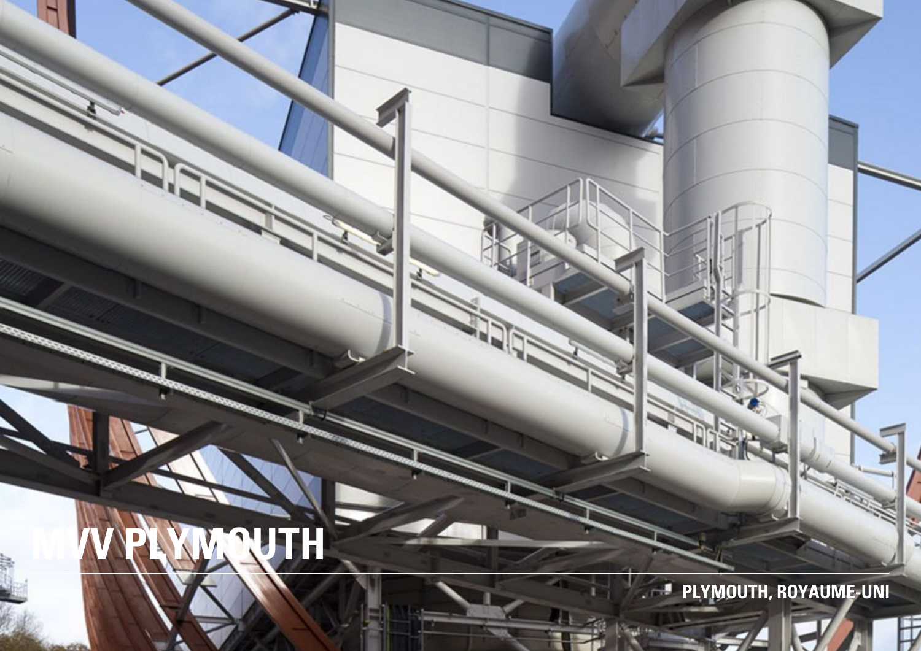# MVV PLYMOUTH

PLYMOUTH, ROYAUME-UNI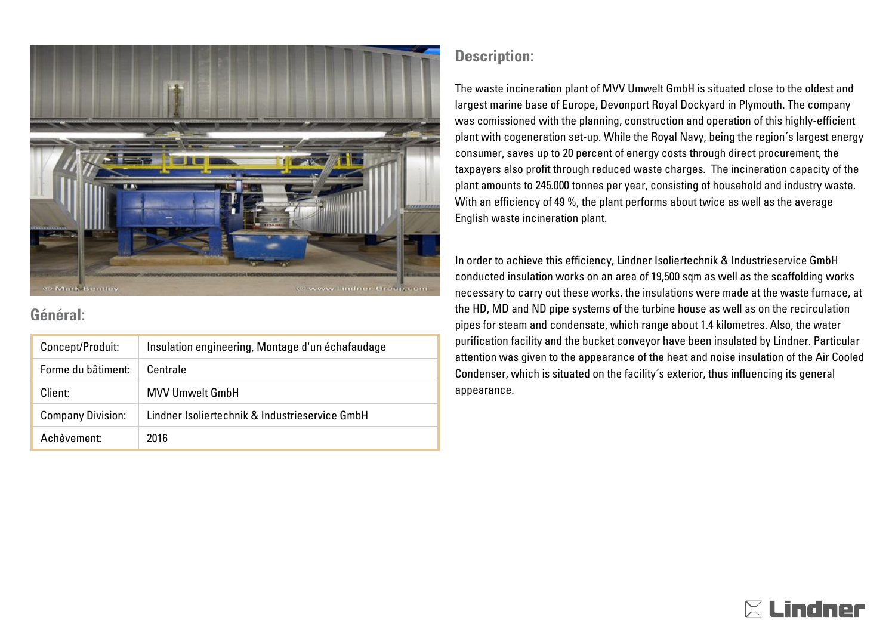## Général:

| Concept/Produit: | Insulation engineering, Montage d'un échafaudage |
|---|---|
| Forme du bâtiment: | Centrale |
| Client: | MVV Umwelt GmbH |
| Company Division: | Lindner Isoliertechnik & Industrieservice GmbH |
| Achèvement: | 2016 |

## Description:

The waste incineration plant of MVV Umwelt GmbH is situated close to the oldest and largest marine base of Europe, Devonport Royal Dockyard in Plymouth. The company was comissioned with the planning, construction and operation of this highly-efficient plant with cogeneration set-up. While the Royal Navy, being the region´s largest energy consumer, saves up to 20 percent of energy costs through direct procurement, the taxpayers also profit through reduced waste charges.  The incineration capacity of the plant amounts to 245.000 tonnes per year, consisting of household and industry waste. With an efficiency of 49 %, the plant performs about twice as well as the average English waste incineration plant.

In order to achieve this efficiency, Lindner Isoliertechnik & Industrieservice GmbH conducted insulation works on an area of 19,500 sqm as well as the scaffolding works necessary to carry out these works. the insulations were made at the waste furnace, at the HD, MD and ND pipe systems of the turbine house as well as on the recirculation pipes for steam and condensate, which range about 1.4 kilometres. Also, the water purification facility and the bucket conveyor have been insulated by Lindner. Particular attention was given to the appearance of the heat and noise insulation of the Air Cooled Condenser, which is situated on the facility´s exterior, thus influencing its general appearance.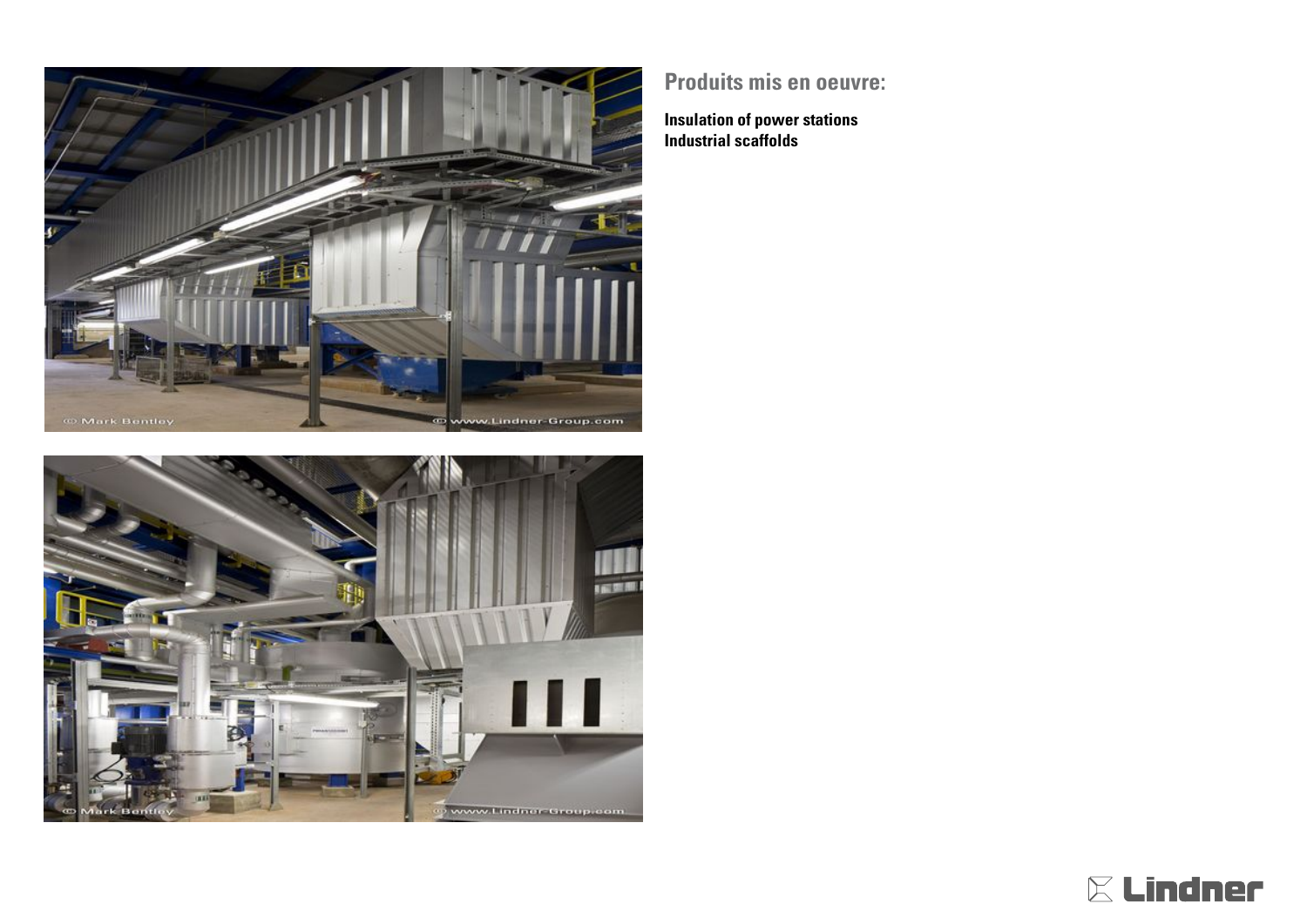## Produits mis en oeuvre:

**Insulation of power stations**
**Industrial scaffolds**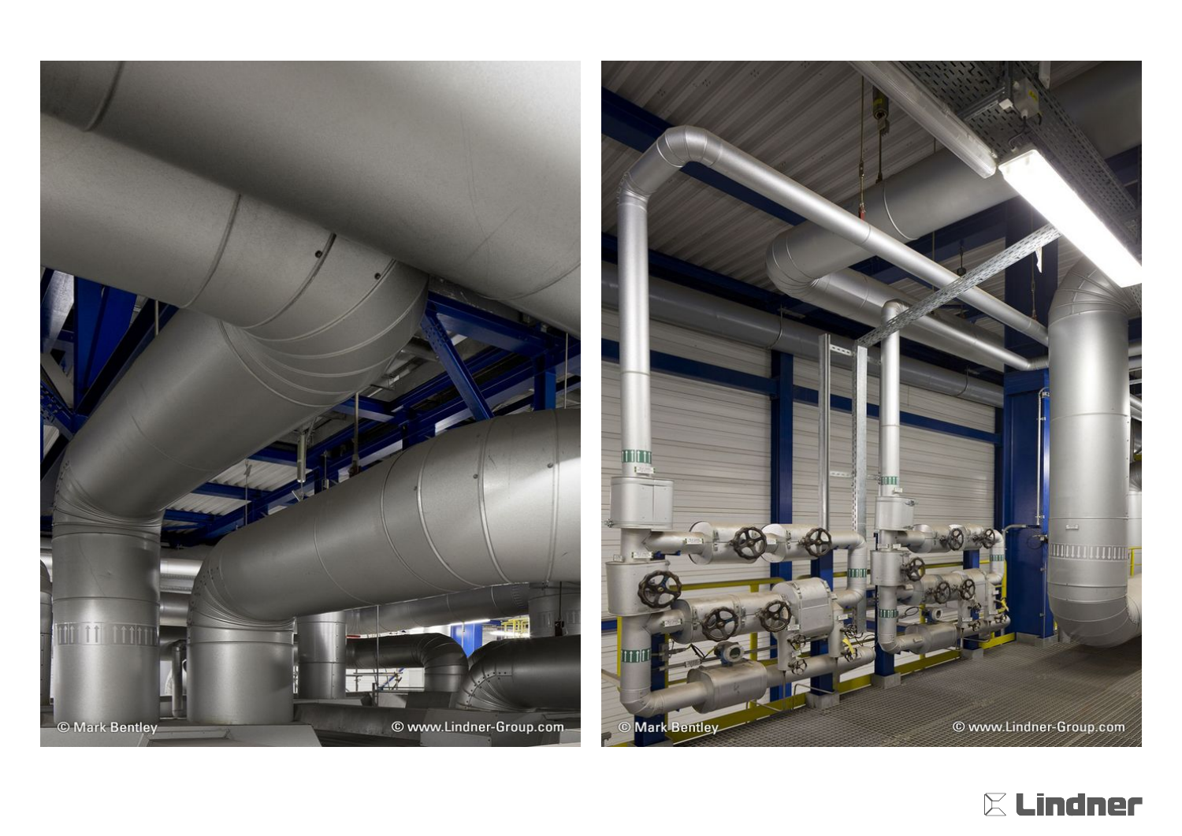© Mark Bentley © www.Lindner-Group.com

© Mark Bentley © www.Lindner-Group.com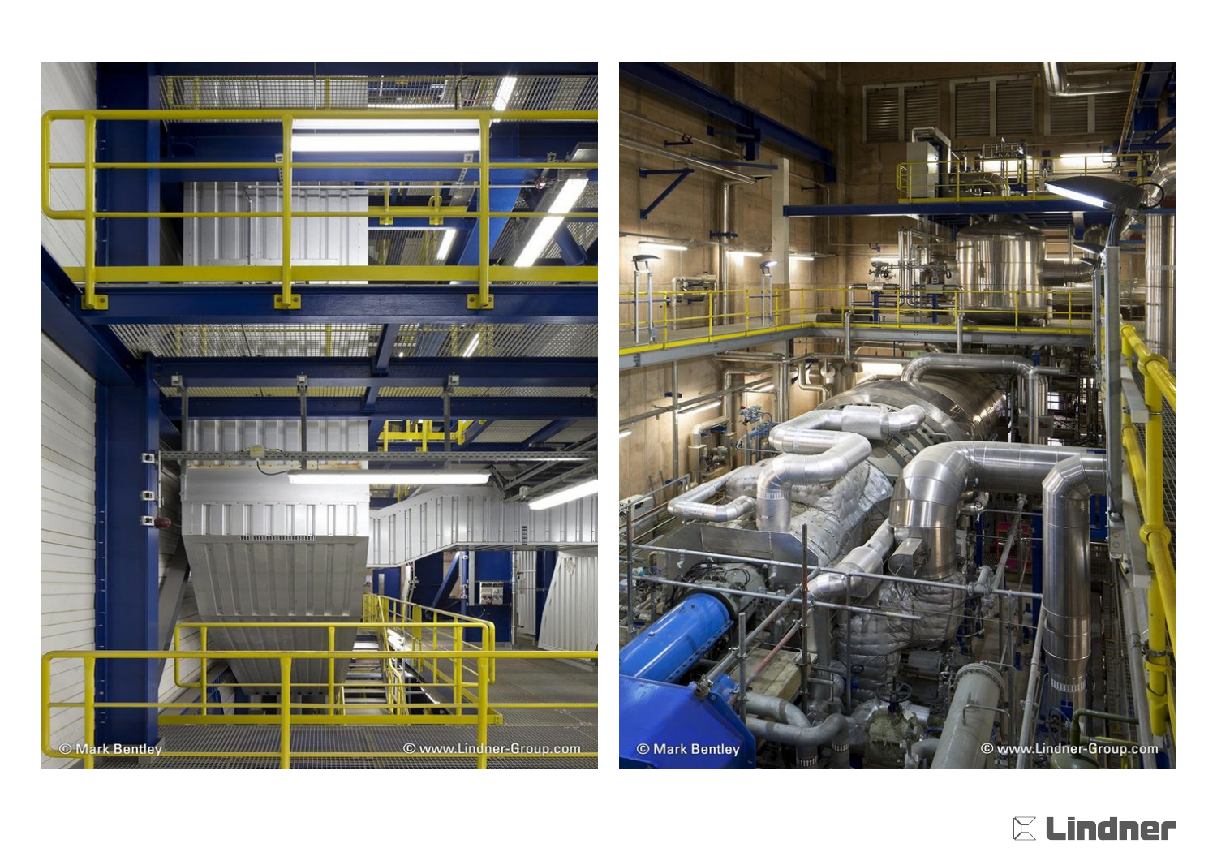© Mark Bentley

© www.Lindner-Group.com

© Mark Bentley

© www.Lindner-Group.com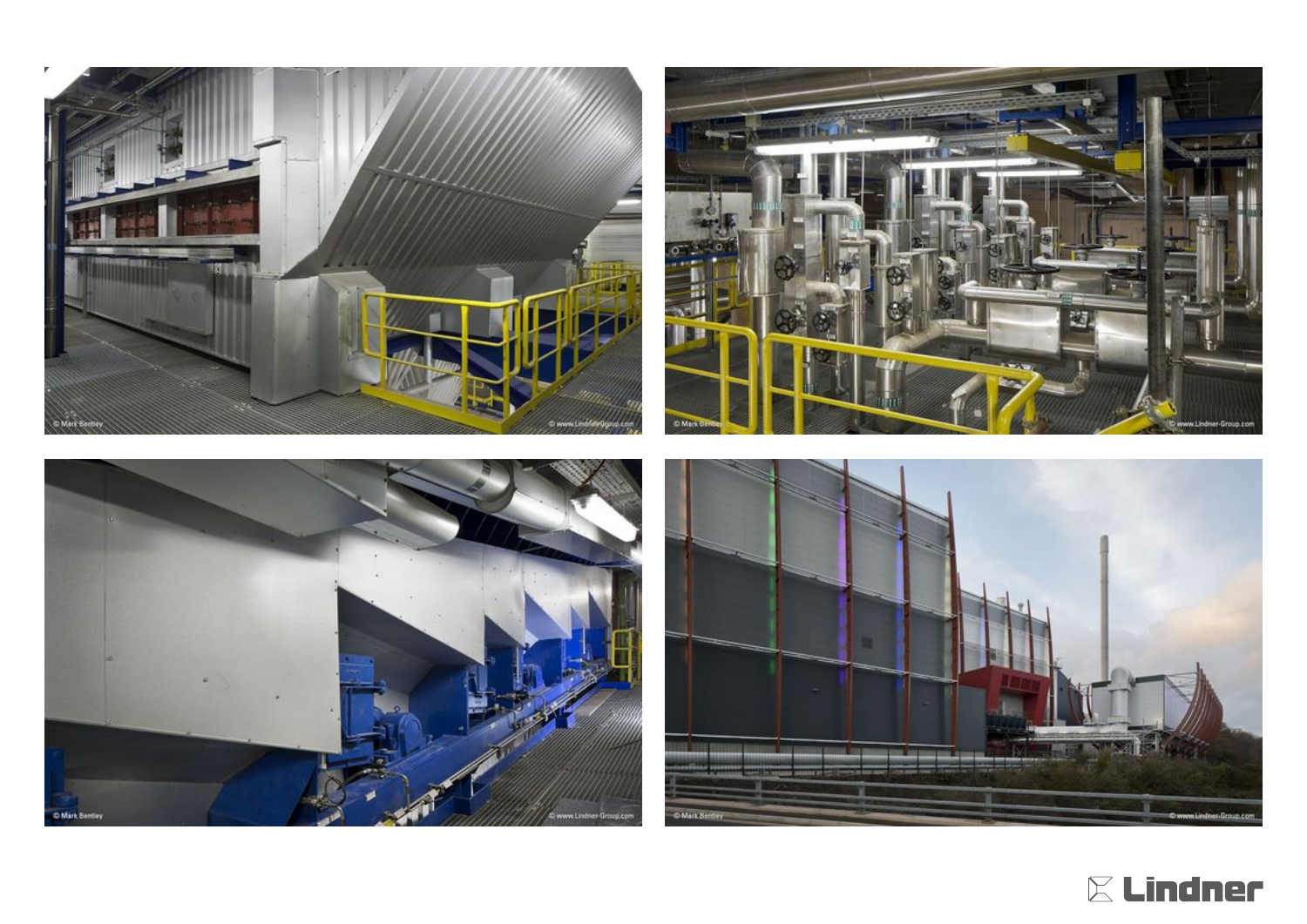© Mark Bentley

© www.Lindner-Group.com

© Mark Bentley

© www.Lindner-Group.com

© Mark Bentley

© www.Lindner-Group.com

© Mark Bentley

© www.Lindner-Group.com

Lindner